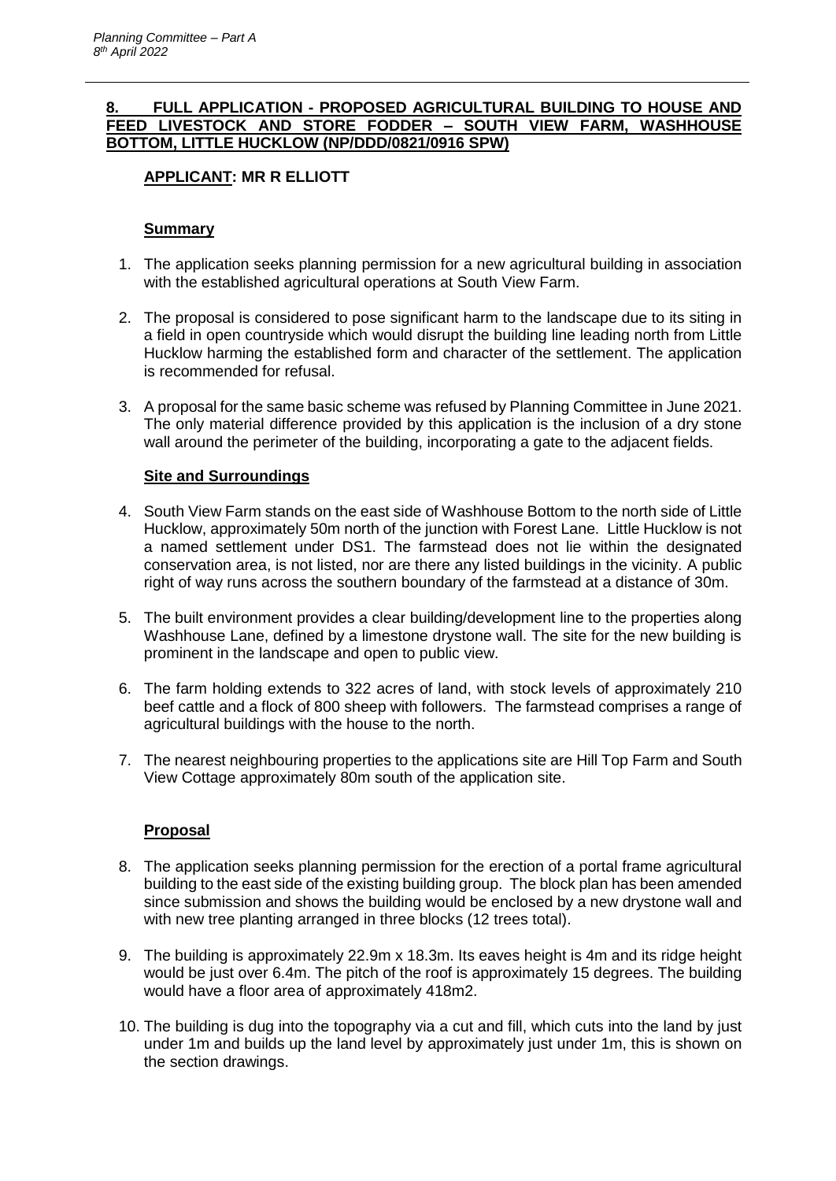## 8. FULL APPLICATION - PROPOSED AGRICULTURAL BUILDING TO HOUSE AND FEED LIVESTOCK AND STORE FODDER – SOUTH VIEW FARM, WASHHOUSE BOTTOM, LITTLE HUCKLOW (NP/DDD/0821/0916 SPW)

**APPLICANT: MR R ELLIOTT**

### Summary

1. The application seeks planning permission for a new agricultural building in association with the established agricultural operations at South View Farm.
2. The proposal is considered to pose significant harm to the landscape due to its siting in a field in open countryside which would disrupt the building line leading north from Little Hucklow harming the established form and character of the settlement. The application is recommended for refusal.
3. A proposal for the same basic scheme was refused by Planning Committee in June 2021. The only material difference provided by this application is the inclusion of a dry stone wall around the perimeter of the building, incorporating a gate to the adjacent fields.

### Site and Surroundings

4. South View Farm stands on the east side of Washhouse Bottom to the north side of Little Hucklow, approximately 50m north of the junction with Forest Lane. Little Hucklow is not a named settlement under DS1. The farmstead does not lie within the designated conservation area, is not listed, nor are there any listed buildings in the vicinity. A public right of way runs across the southern boundary of the farmstead at a distance of 30m.
5. The built environment provides a clear building/development line to the properties along Washhouse Lane, defined by a limestone drystone wall. The site for the new building is prominent in the landscape and open to public view.
6. The farm holding extends to 322 acres of land, with stock levels of approximately 210 beef cattle and a flock of 800 sheep with followers. The farmstead comprises a range of agricultural buildings with the house to the north.
7. The nearest neighbouring properties to the applications site are Hill Top Farm and South View Cottage approximately 80m south of the application site.

### Proposal

8. The application seeks planning permission for the erection of a portal frame agricultural building to the east side of the existing building group. The block plan has been amended since submission and shows the building would be enclosed by a new drystone wall and with new tree planting arranged in three blocks (12 trees total).
9. The building is approximately 22.9m x 18.3m. Its eaves height is 4m and its ridge height would be just over 6.4m. The pitch of the roof is approximately 15 degrees. The building would have a floor area of approximately 418m2.
10. The building is dug into the topography via a cut and fill, which cuts into the land by just under 1m and builds up the land level by approximately just under 1m, this is shown on the section drawings.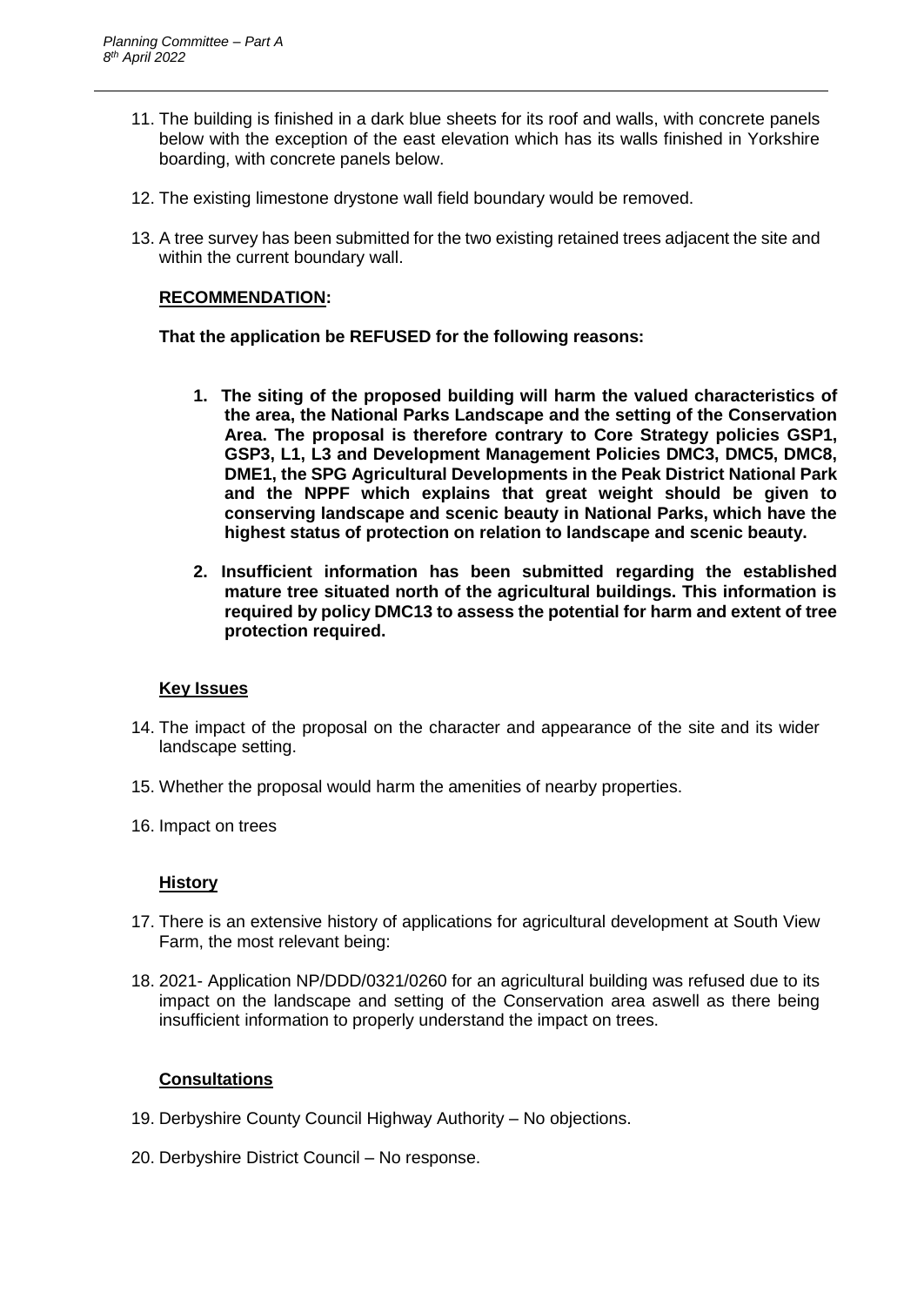11. The building is finished in a dark blue sheets for its roof and walls, with concrete panels below with the exception of the east elevation which has its walls finished in Yorkshire boarding, with concrete panels below.

12. The existing limestone drystone wall field boundary would be removed.

13. A tree survey has been submitted for the two existing retained trees adjacent the site and within the current boundary wall.

## RECOMMENDATION:

**That the application be REFUSED for the following reasons:**

1. **The siting of the proposed building will harm the valued characteristics of the area, the National Parks Landscape and the setting of the Conservation Area. The proposal is therefore contrary to Core Strategy policies GSP1, GSP3, L1, L3 and Development Management Policies DMC3, DMC5, DMC8, DME1, the SPG Agricultural Developments in the Peak District National Park and the NPPF which explains that great weight should be given to conserving landscape and scenic beauty in National Parks, which have the highest status of protection on relation to landscape and scenic beauty.**

2. **Insufficient information has been submitted regarding the established mature tree situated north of the agricultural buildings. This information is required by policy DMC13 to assess the potential for harm and extent of tree protection required.**

## Key Issues

14. The impact of the proposal on the character and appearance of the site and its wider landscape setting.

15. Whether the proposal would harm the amenities of nearby properties.

16. Impact on trees

## History

17. There is an extensive history of applications for agricultural development at South View Farm, the most relevant being:

18. 2021- Application NP/DDD/0321/0260 for an agricultural building was refused due to its impact on the landscape and setting of the Conservation area aswell as there being insufficient information to properly understand the impact on trees.

## Consultations

19. Derbyshire County Council Highway Authority – No objections.

20. Derbyshire District Council – No response.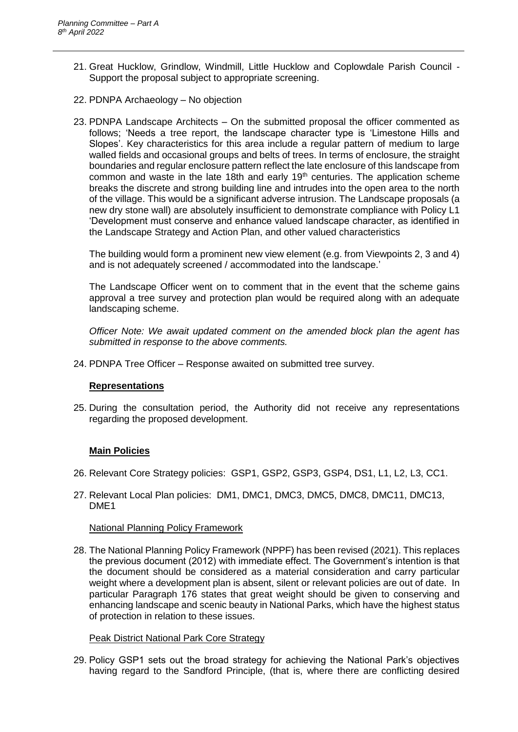21. Great Hucklow, Grindlow, Windmill, Little Hucklow and Coplowdale Parish Council - Support the proposal subject to appropriate screening.

22. PDNPA Archaeology – No objection

23. PDNPA Landscape Architects – On the submitted proposal the officer commented as follows; 'Needs a tree report, the landscape character type is 'Limestone Hills and Slopes'. Key characteristics for this area include a regular pattern of medium to large walled fields and occasional groups and belts of trees. In terms of enclosure, the straight boundaries and regular enclosure pattern reflect the late enclosure of this landscape from common and waste in the late 18th and early 19th centuries. The application scheme breaks the discrete and strong building line and intrudes into the open area to the north of the village. This would be a significant adverse intrusion. The Landscape proposals (a new dry stone wall) are absolutely insufficient to demonstrate compliance with Policy L1 'Development must conserve and enhance valued landscape character, as identified in the Landscape Strategy and Action Plan, and other valued characteristics

    The building would form a prominent new view element (e.g. from Viewpoints 2, 3 and 4) and is not adequately screened / accommodated into the landscape.'

    The Landscape Officer went on to comment that in the event that the scheme gains approval a tree survey and protection plan would be required along with an adequate landscaping scheme.

    *Officer Note: We await updated comment on the amended block plan the agent has submitted in response to the above comments.*

24. PDNPA Tree Officer – Response awaited on submitted tree survey.

## Representations

25. During the consultation period, the Authority did not receive any representations regarding the proposed development.

## Main Policies

26. Relevant Core Strategy policies: GSP1, GSP2, GSP3, GSP4, DS1, L1, L2, L3, CC1.

27. Relevant Local Plan policies: DM1, DMC1, DMC3, DMC5, DMC8, DMC11, DMC13, DME1

### National Planning Policy Framework

28. The National Planning Policy Framework (NPPF) has been revised (2021). This replaces the previous document (2012) with immediate effect. The Government's intention is that the document should be considered as a material consideration and carry particular weight where a development plan is absent, silent or relevant policies are out of date. In particular Paragraph 176 states that great weight should be given to conserving and enhancing landscape and scenic beauty in National Parks, which have the highest status of protection in relation to these issues.

### Peak District National Park Core Strategy

29. Policy GSP1 sets out the broad strategy for achieving the National Park's objectives having regard to the Sandford Principle, (that is, where there are conflicting desired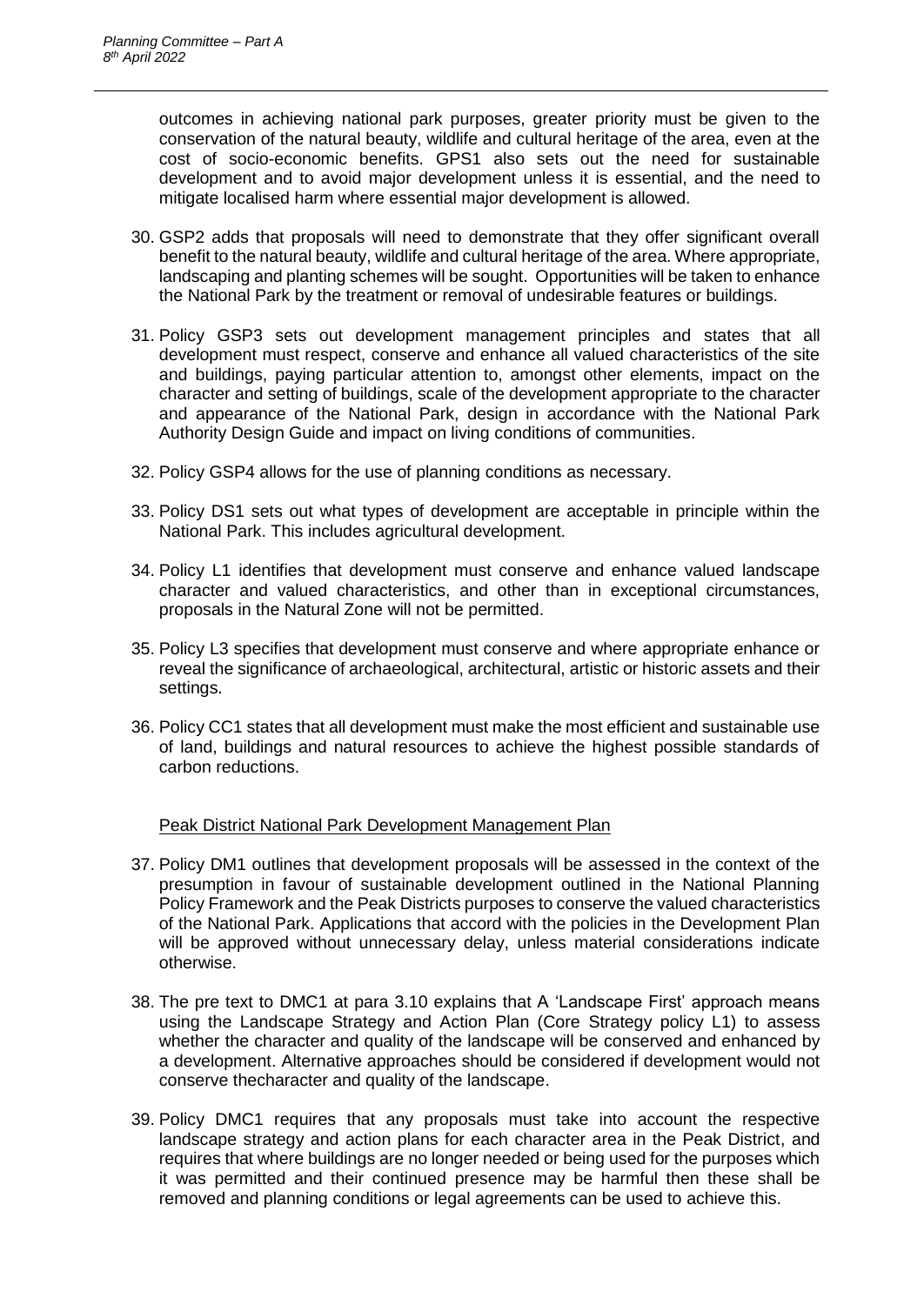outcomes in achieving national park purposes, greater priority must be given to the conservation of the natural beauty, wildlife and cultural heritage of the area, even at the cost of socio-economic benefits. GPS1 also sets out the need for sustainable development and to avoid major development unless it is essential, and the need to mitigate localised harm where essential major development is allowed.

30. GSP2 adds that proposals will need to demonstrate that they offer significant overall benefit to the natural beauty, wildlife and cultural heritage of the area. Where appropriate, landscaping and planting schemes will be sought. Opportunities will be taken to enhance the National Park by the treatment or removal of undesirable features or buildings.

31. Policy GSP3 sets out development management principles and states that all development must respect, conserve and enhance all valued characteristics of the site and buildings, paying particular attention to, amongst other elements, impact on the character and setting of buildings, scale of the development appropriate to the character and appearance of the National Park, design in accordance with the National Park Authority Design Guide and impact on living conditions of communities.

32. Policy GSP4 allows for the use of planning conditions as necessary.

33. Policy DS1 sets out what types of development are acceptable in principle within the National Park. This includes agricultural development.

34. Policy L1 identifies that development must conserve and enhance valued landscape character and valued characteristics, and other than in exceptional circumstances, proposals in the Natural Zone will not be permitted.

35. Policy L3 specifies that development must conserve and where appropriate enhance or reveal the significance of archaeological, architectural, artistic or historic assets and their settings.

36. Policy CC1 states that all development must make the most efficient and sustainable use of land, buildings and natural resources to achieve the highest possible standards of carbon reductions.

Peak District National Park Development Management Plan

37. Policy DM1 outlines that development proposals will be assessed in the context of the presumption in favour of sustainable development outlined in the National Planning Policy Framework and the Peak Districts purposes to conserve the valued characteristics of the National Park. Applications that accord with the policies in the Development Plan will be approved without unnecessary delay, unless material considerations indicate otherwise.

38. The pre text to DMC1 at para 3.10 explains that A 'Landscape First' approach means using the Landscape Strategy and Action Plan (Core Strategy policy L1) to assess whether the character and quality of the landscape will be conserved and enhanced by a development. Alternative approaches should be considered if development would not conserve thecharacter and quality of the landscape.

39. Policy DMC1 requires that any proposals must take into account the respective landscape strategy and action plans for each character area in the Peak District, and requires that where buildings are no longer needed or being used for the purposes which it was permitted and their continued presence may be harmful then these shall be removed and planning conditions or legal agreements can be used to achieve this.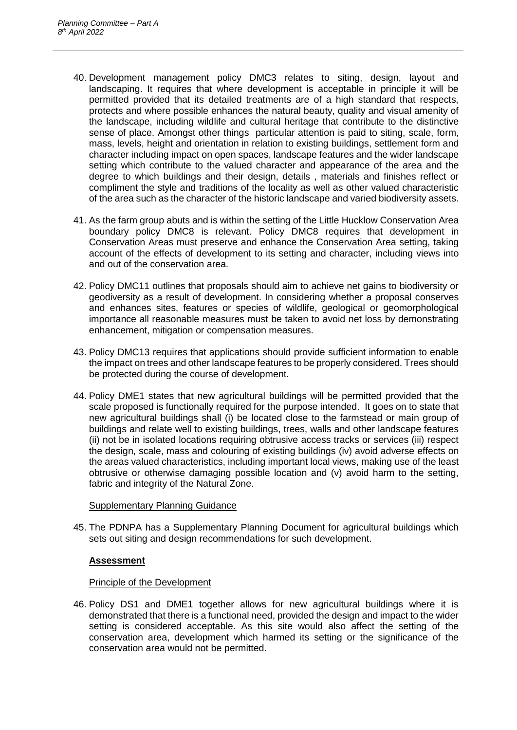40. Development management policy DMC3 relates to siting, design, layout and landscaping. It requires that where development is acceptable in principle it will be permitted provided that its detailed treatments are of a high standard that respects, protects and where possible enhances the natural beauty, quality and visual amenity of the landscape, including wildlife and cultural heritage that contribute to the distinctive sense of place. Amongst other things particular attention is paid to siting, scale, form, mass, levels, height and orientation in relation to existing buildings, settlement form and character including impact on open spaces, landscape features and the wider landscape setting which contribute to the valued character and appearance of the area and the degree to which buildings and their design, details , materials and finishes reflect or compliment the style and traditions of the locality as well as other valued characteristic of the area such as the character of the historic landscape and varied biodiversity assets.

41. As the farm group abuts and is within the setting of the Little Hucklow Conservation Area boundary policy DMC8 is relevant. Policy DMC8 requires that development in Conservation Areas must preserve and enhance the Conservation Area setting, taking account of the effects of development to its setting and character, including views into and out of the conservation area.

42. Policy DMC11 outlines that proposals should aim to achieve net gains to biodiversity or geodiversity as a result of development. In considering whether a proposal conserves and enhances sites, features or species of wildlife, geological or geomorphological importance all reasonable measures must be taken to avoid net loss by demonstrating enhancement, mitigation or compensation measures.

43. Policy DMC13 requires that applications should provide sufficient information to enable the impact on trees and other landscape features to be properly considered. Trees should be protected during the course of development.

44. Policy DME1 states that new agricultural buildings will be permitted provided that the scale proposed is functionally required for the purpose intended. It goes on to state that new agricultural buildings shall (i) be located close to the farmstead or main group of buildings and relate well to existing buildings, trees, walls and other landscape features (ii) not be in isolated locations requiring obtrusive access tracks or services (iii) respect the design, scale, mass and colouring of existing buildings (iv) avoid adverse effects on the areas valued characteristics, including important local views, making use of the least obtrusive or otherwise damaging possible location and (v) avoid harm to the setting, fabric and integrity of the Natural Zone.

Supplementary Planning Guidance

45. The PDNPA has a Supplementary Planning Document for agricultural buildings which sets out siting and design recommendations for such development.

## **Assessment**

Principle of the Development

46. Policy DS1 and DME1 together allows for new agricultural buildings where it is demonstrated that there is a functional need, provided the design and impact to the wider setting is considered acceptable. As this site would also affect the setting of the conservation area, development which harmed its setting or the significance of the conservation area would not be permitted.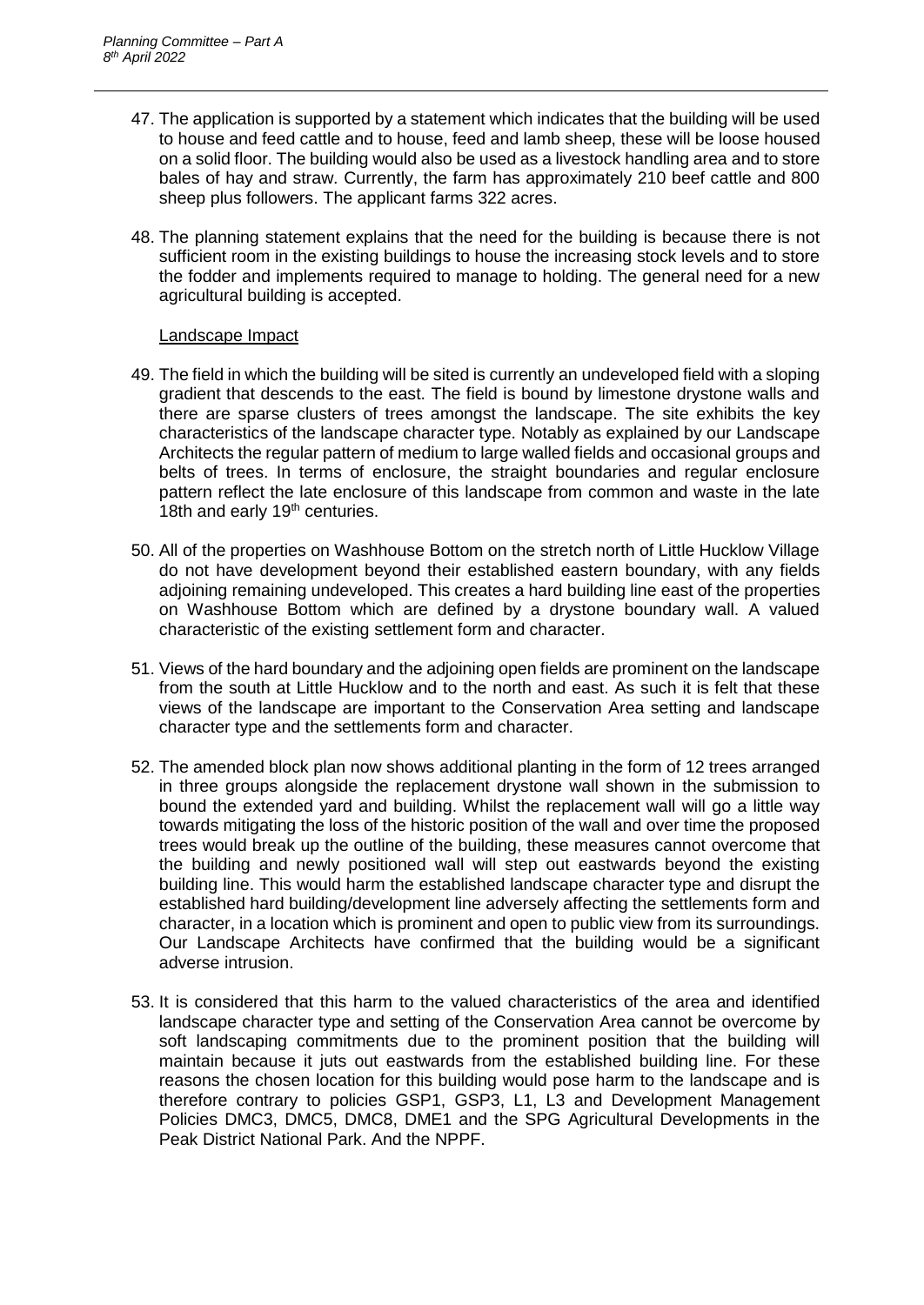47. The application is supported by a statement which indicates that the building will be used to house and feed cattle and to house, feed and lamb sheep, these will be loose housed on a solid floor. The building would also be used as a livestock handling area and to store bales of hay and straw. Currently, the farm has approximately 210 beef cattle and 800 sheep plus followers. The applicant farms 322 acres.

48. The planning statement explains that the need for the building is because there is not sufficient room in the existing buildings to house the increasing stock levels and to store the fodder and implements required to manage to holding. The general need for a new agricultural building is accepted.

Landscape Impact

49. The field in which the building will be sited is currently an undeveloped field with a sloping gradient that descends to the east. The field is bound by limestone drystone walls and there are sparse clusters of trees amongst the landscape. The site exhibits the key characteristics of the landscape character type. Notably as explained by our Landscape Architects the regular pattern of medium to large walled fields and occasional groups and belts of trees. In terms of enclosure, the straight boundaries and regular enclosure pattern reflect the late enclosure of this landscape from common and waste in the late 18th and early 19th centuries.

50. All of the properties on Washhouse Bottom on the stretch north of Little Hucklow Village do not have development beyond their established eastern boundary, with any fields adjoining remaining undeveloped. This creates a hard building line east of the properties on Washhouse Bottom which are defined by a drystone boundary wall. A valued characteristic of the existing settlement form and character.

51. Views of the hard boundary and the adjoining open fields are prominent on the landscape from the south at Little Hucklow and to the north and east. As such it is felt that these views of the landscape are important to the Conservation Area setting and landscape character type and the settlements form and character.

52. The amended block plan now shows additional planting in the form of 12 trees arranged in three groups alongside the replacement drystone wall shown in the submission to bound the extended yard and building. Whilst the replacement wall will go a little way towards mitigating the loss of the historic position of the wall and over time the proposed trees would break up the outline of the building, these measures cannot overcome that the building and newly positioned wall will step out eastwards beyond the existing building line. This would harm the established landscape character type and disrupt the established hard building/development line adversely affecting the settlements form and character, in a location which is prominent and open to public view from its surroundings. Our Landscape Architects have confirmed that the building would be a significant adverse intrusion.

53. It is considered that this harm to the valued characteristics of the area and identified landscape character type and setting of the Conservation Area cannot be overcome by soft landscaping commitments due to the prominent position that the building will maintain because it juts out eastwards from the established building line. For these reasons the chosen location for this building would pose harm to the landscape and is therefore contrary to policies GSP1, GSP3, L1, L3 and Development Management Policies DMC3, DMC5, DMC8, DME1 and the SPG Agricultural Developments in the Peak District National Park. And the NPPF.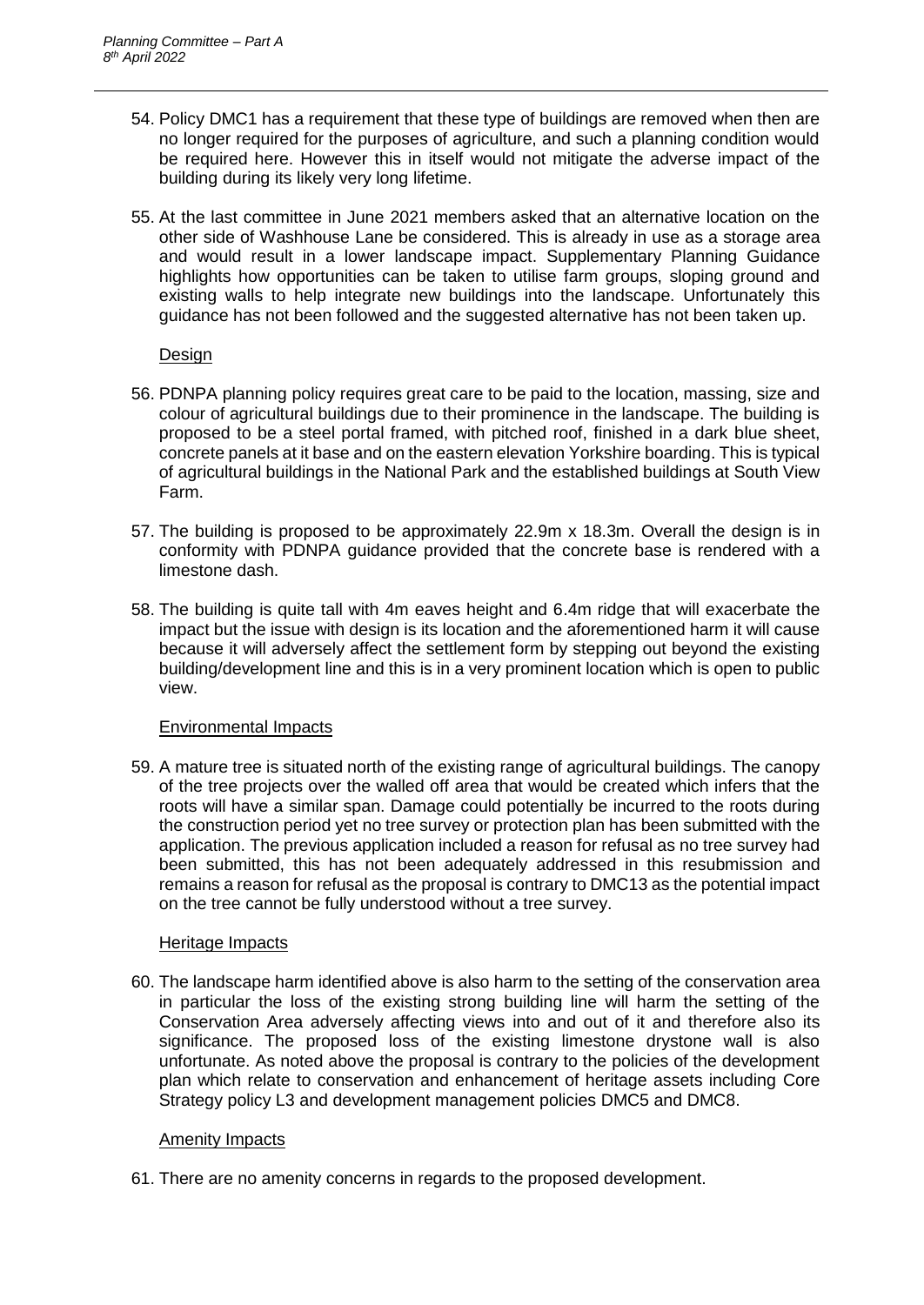54. Policy DMC1 has a requirement that these type of buildings are removed when then are no longer required for the purposes of agriculture, and such a planning condition would be required here. However this in itself would not mitigate the adverse impact of the building during its likely very long lifetime.

55. At the last committee in June 2021 members asked that an alternative location on the other side of Washhouse Lane be considered. This is already in use as a storage area and would result in a lower landscape impact. Supplementary Planning Guidance highlights how opportunities can be taken to utilise farm groups, sloping ground and existing walls to help integrate new buildings into the landscape. Unfortunately this guidance has not been followed and the suggested alternative has not been taken up.

<u>Design</u>

56. PDNPA planning policy requires great care to be paid to the location, massing, size and colour of agricultural buildings due to their prominence in the landscape. The building is proposed to be a steel portal framed, with pitched roof, finished in a dark blue sheet, concrete panels at it base and on the eastern elevation Yorkshire boarding. This is typical of agricultural buildings in the National Park and the established buildings at South View Farm.

57. The building is proposed to be approximately 22.9m x 18.3m. Overall the design is in conformity with PDNPA guidance provided that the concrete base is rendered with a limestone dash.

58. The building is quite tall with 4m eaves height and 6.4m ridge that will exacerbate the impact but the issue with design is its location and the aforementioned harm it will cause because it will adversely affect the settlement form by stepping out beyond the existing building/development line and this is in a very prominent location which is open to public view.

<u>Environmental Impacts</u>

59. A mature tree is situated north of the existing range of agricultural buildings. The canopy of the tree projects over the walled off area that would be created which infers that the roots will have a similar span. Damage could potentially be incurred to the roots during the construction period yet no tree survey or protection plan has been submitted with the application. The previous application included a reason for refusal as no tree survey had been submitted, this has not been adequately addressed in this resubmission and remains a reason for refusal as the proposal is contrary to DMC13 as the potential impact on the tree cannot be fully understood without a tree survey.

<u>Heritage Impacts</u>

60. The landscape harm identified above is also harm to the setting of the conservation area in particular the loss of the existing strong building line will harm the setting of the Conservation Area adversely affecting views into and out of it and therefore also its significance. The proposed loss of the existing limestone drystone wall is also unfortunate. As noted above the proposal is contrary to the policies of the development plan which relate to conservation and enhancement of heritage assets including Core Strategy policy L3 and development management policies DMC5 and DMC8.

<u>Amenity Impacts</u>

61. There are no amenity concerns in regards to the proposed development.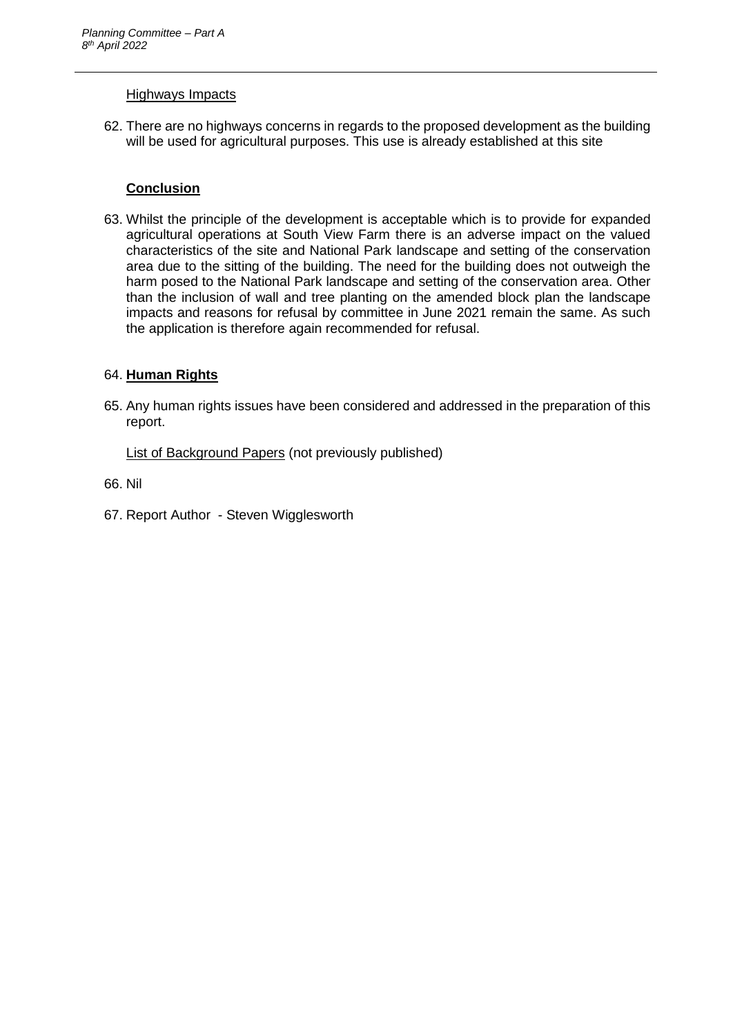Highways Impacts

62. There are no highways concerns in regards to the proposed development as the building will be used for agricultural purposes. This use is already established at this site

## **Conclusion**

63. Whilst the principle of the development is acceptable which is to provide for expanded agricultural operations at South View Farm there is an adverse impact on the valued characteristics of the site and National Park landscape and setting of the conservation area due to the sitting of the building. The need for the building does not outweigh the harm posed to the National Park landscape and setting of the conservation area. Other than the inclusion of wall and tree planting on the amended block plan the landscape impacts and reasons for refusal by committee in June 2021 remain the same. As such the application is therefore again recommended for refusal.

64. **Human Rights**

65. Any human rights issues have been considered and addressed in the preparation of this report.

List of Background Papers (not previously published)

66. Nil

67. Report Author - Steven Wigglesworth